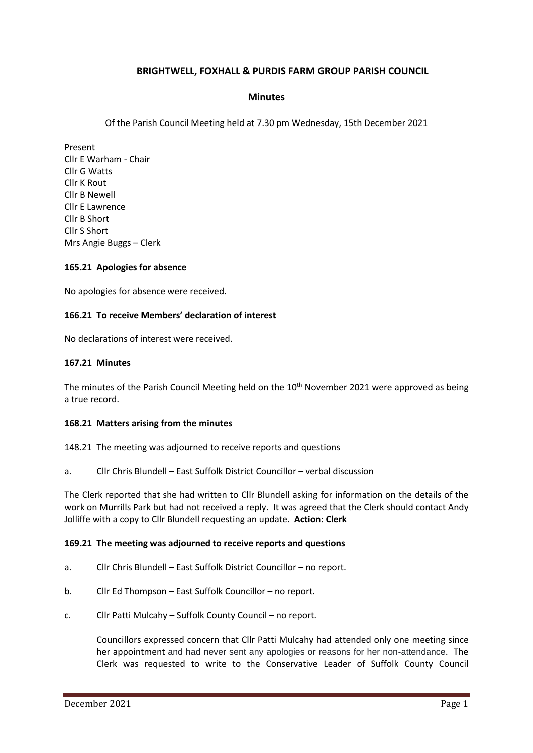# BRIGHTWELL, FOXHALL & PURDIS FARM GROUP PARISH COUNCIL

## Minutes

Of the Parish Council Meeting held at 7.30 pm Wednesday, 15th December 2021

Present
Cllr E Warham - Chair
Cllr G Watts
Cllr K Rout
Cllr B Newell
Cllr E Lawrence
Cllr B Short
Cllr S Short
Mrs Angie Buggs – Clerk

### 165.21 Apologies for absence

No apologies for absence were received.

### 166.21 To receive Members' declaration of interest

No declarations of interest were received.

### 167.21 Minutes

The minutes of the Parish Council Meeting held on the 10th November 2021 were approved as being a true record.

### 168.21 Matters arising from the minutes

148.21 The meeting was adjourned to receive reports and questions

a. Cllr Chris Blundell – East Suffolk District Councillor – verbal discussion

The Clerk reported that she had written to Cllr Blundell asking for information on the details of the work on Murrills Park but had not received a reply. It was agreed that the Clerk should contact Andy Jolliffe with a copy to Cllr Blundell requesting an update. **Action: Clerk**

### 169.21 The meeting was adjourned to receive reports and questions

a. Cllr Chris Blundell – East Suffolk District Councillor – no report.

b. Cllr Ed Thompson – East Suffolk Councillor – no report.

c. Cllr Patti Mulcahy – Suffolk County Council – no report.

Councillors expressed concern that Cllr Patti Mulcahy had attended only one meeting since her appointment and had never sent any apologies or reasons for her non-attendance. The Clerk was requested to write to the Conservative Leader of Suffolk County Council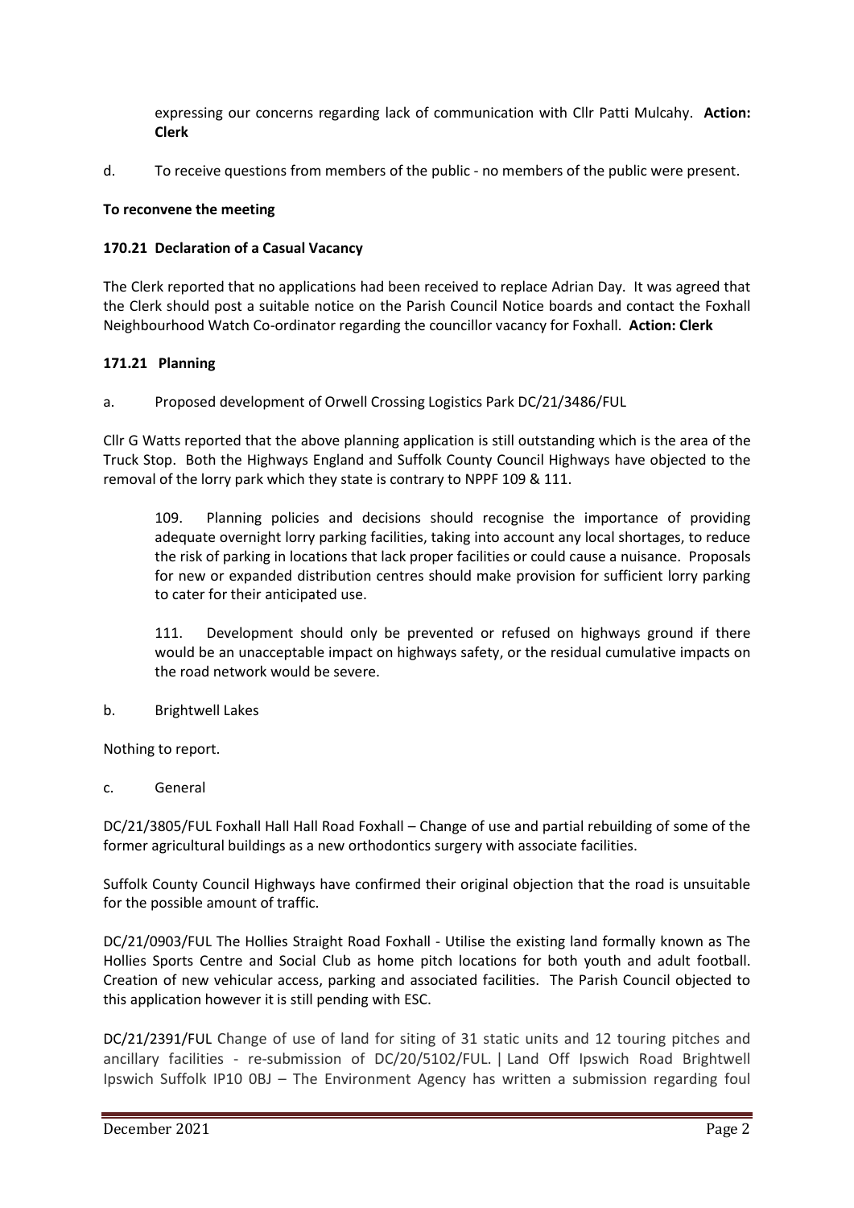expressing our concerns regarding lack of communication with Cllr Patti Mulcahy. **Action: Clerk**

d. To receive questions from members of the public - no members of the public were present.

**To reconvene the meeting**

### 170.21 Declaration of a Casual Vacancy

The Clerk reported that no applications had been received to replace Adrian Day. It was agreed that the Clerk should post a suitable notice on the Parish Council Notice boards and contact the Foxhall Neighbourhood Watch Co-ordinator regarding the councillor vacancy for Foxhall. **Action: Clerk**

### 171.21 Planning

a. Proposed development of Orwell Crossing Logistics Park DC/21/3486/FUL

Cllr G Watts reported that the above planning application is still outstanding which is the area of the Truck Stop. Both the Highways England and Suffolk County Council Highways have objected to the removal of the lorry park which they state is contrary to NPPF 109 & 111.

> 109. Planning policies and decisions should recognise the importance of providing adequate overnight lorry parking facilities, taking into account any local shortages, to reduce the risk of parking in locations that lack proper facilities or could cause a nuisance. Proposals for new or expanded distribution centres should make provision for sufficient lorry parking to cater for their anticipated use.
>
> 111. Development should only be prevented or refused on highways ground if there would be an unacceptable impact on highways safety, or the residual cumulative impacts on the road network would be severe.

b. Brightwell Lakes

Nothing to report.

c. General

DC/21/3805/FUL Foxhall Hall Hall Road Foxhall – Change of use and partial rebuilding of some of the former agricultural buildings as a new orthodontics surgery with associate facilities.

Suffolk County Council Highways have confirmed their original objection that the road is unsuitable for the possible amount of traffic.

DC/21/0903/FUL The Hollies Straight Road Foxhall - Utilise the existing land formally known as The Hollies Sports Centre and Social Club as home pitch locations for both youth and adult football. Creation of new vehicular access, parking and associated facilities. The Parish Council objected to this application however it is still pending with ESC.

DC/21/2391/FUL Change of use of land for siting of 31 static units and 12 touring pitches and ancillary facilities - re-submission of DC/20/5102/FUL. | Land Off Ipswich Road Brightwell Ipswich Suffolk IP10 0BJ – The Environment Agency has written a submission regarding foul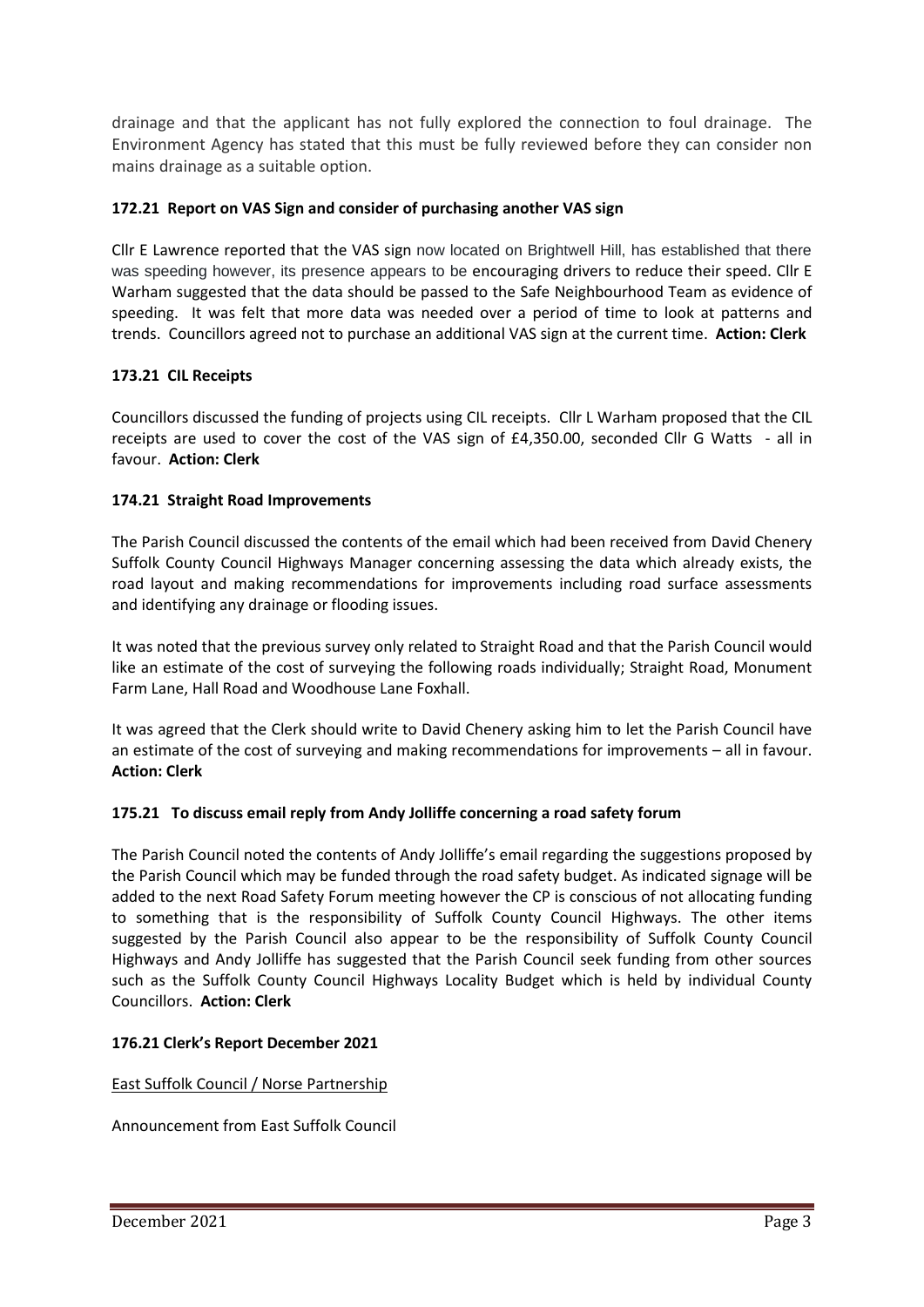drainage and that the applicant has not fully explored the connection to foul drainage. The Environment Agency has stated that this must be fully reviewed before they can consider non mains drainage as a suitable option.

**172.21 Report on VAS Sign and consider of purchasing another VAS sign**

Cllr E Lawrence reported that the VAS sign now located on Brightwell Hill, has established that there was speeding however, its presence appears to be encouraging drivers to reduce their speed. Cllr E Warham suggested that the data should be passed to the Safe Neighbourhood Team as evidence of speeding. It was felt that more data was needed over a period of time to look at patterns and trends. Councillors agreed not to purchase an additional VAS sign at the current time. **Action: Clerk**

**173.21 CIL Receipts**

Councillors discussed the funding of projects using CIL receipts. Cllr L Warham proposed that the CIL receipts are used to cover the cost of the VAS sign of £4,350.00, seconded Cllr G Watts - all in favour. **Action: Clerk**

**174.21 Straight Road Improvements**

The Parish Council discussed the contents of the email which had been received from David Chenery Suffolk County Council Highways Manager concerning assessing the data which already exists, the road layout and making recommendations for improvements including road surface assessments and identifying any drainage or flooding issues.

It was noted that the previous survey only related to Straight Road and that the Parish Council would like an estimate of the cost of surveying the following roads individually; Straight Road, Monument Farm Lane, Hall Road and Woodhouse Lane Foxhall.

It was agreed that the Clerk should write to David Chenery asking him to let the Parish Council have an estimate of the cost of surveying and making recommendations for improvements – all in favour. **Action: Clerk**

**175.21 To discuss email reply from Andy Jolliffe concerning a road safety forum**

The Parish Council noted the contents of Andy Jolliffe's email regarding the suggestions proposed by the Parish Council which may be funded through the road safety budget. As indicated signage will be added to the next Road Safety Forum meeting however the CP is conscious of not allocating funding to something that is the responsibility of Suffolk County Council Highways. The other items suggested by the Parish Council also appear to be the responsibility of Suffolk County Council Highways and Andy Jolliffe has suggested that the Parish Council seek funding from other sources such as the Suffolk County Council Highways Locality Budget which is held by individual County Councillors. **Action: Clerk**

**176.21 Clerk's Report December 2021**

East Suffolk Council / Norse Partnership

Announcement from East Suffolk Council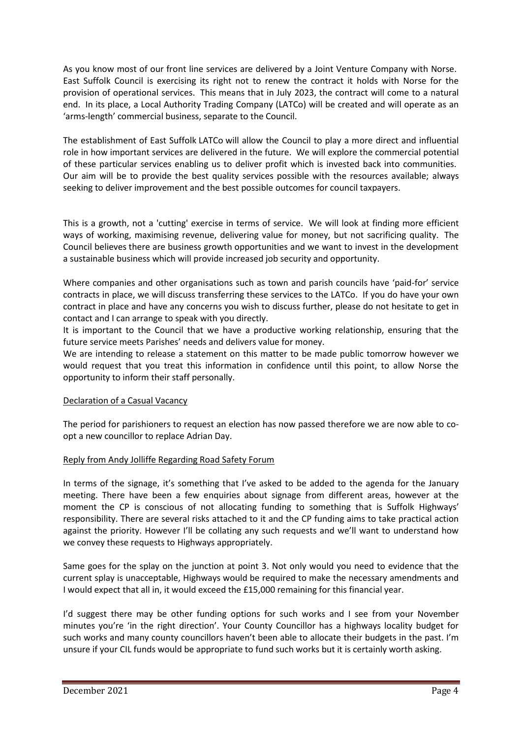As you know most of our front line services are delivered by a Joint Venture Company with Norse. East Suffolk Council is exercising its right not to renew the contract it holds with Norse for the provision of operational services. This means that in July 2023, the contract will come to a natural end. In its place, a Local Authority Trading Company (LATCo) will be created and will operate as an 'arms-length' commercial business, separate to the Council.

The establishment of East Suffolk LATCo will allow the Council to play a more direct and influential role in how important services are delivered in the future. We will explore the commercial potential of these particular services enabling us to deliver profit which is invested back into communities. Our aim will be to provide the best quality services possible with the resources available; always seeking to deliver improvement and the best possible outcomes for council taxpayers.

This is a growth, not a 'cutting' exercise in terms of service. We will look at finding more efficient ways of working, maximising revenue, delivering value for money, but not sacrificing quality. The Council believes there are business growth opportunities and we want to invest in the development a sustainable business which will provide increased job security and opportunity.

Where companies and other organisations such as town and parish councils have 'paid-for' service contracts in place, we will discuss transferring these services to the LATCo. If you do have your own contract in place and have any concerns you wish to discuss further, please do not hesitate to get in contact and I can arrange to speak with you directly.

It is important to the Council that we have a productive working relationship, ensuring that the future service meets Parishes' needs and delivers value for money.

We are intending to release a statement on this matter to be made public tomorrow however we would request that you treat this information in confidence until this point, to allow Norse the opportunity to inform their staff personally.

<u>Declaration of a Casual Vacancy</u>

The period for parishioners to request an election has now passed therefore we are now able to co-opt a new councillor to replace Adrian Day.

<u>Reply from Andy Jolliffe Regarding Road Safety Forum</u>

In terms of the signage, it's something that I've asked to be added to the agenda for the January meeting. There have been a few enquiries about signage from different areas, however at the moment the CP is conscious of not allocating funding to something that is Suffolk Highways' responsibility. There are several risks attached to it and the CP funding aims to take practical action against the priority. However I'll be collating any such requests and we'll want to understand how we convey these requests to Highways appropriately.

Same goes for the splay on the junction at point 3. Not only would you need to evidence that the current splay is unacceptable, Highways would be required to make the necessary amendments and I would expect that all in, it would exceed the £15,000 remaining for this financial year.

I'd suggest there may be other funding options for such works and I see from your November minutes you're 'in the right direction'. Your County Councillor has a highways locality budget for such works and many county councillors haven't been able to allocate their budgets in the past. I'm unsure if your CIL funds would be appropriate to fund such works but it is certainly worth asking.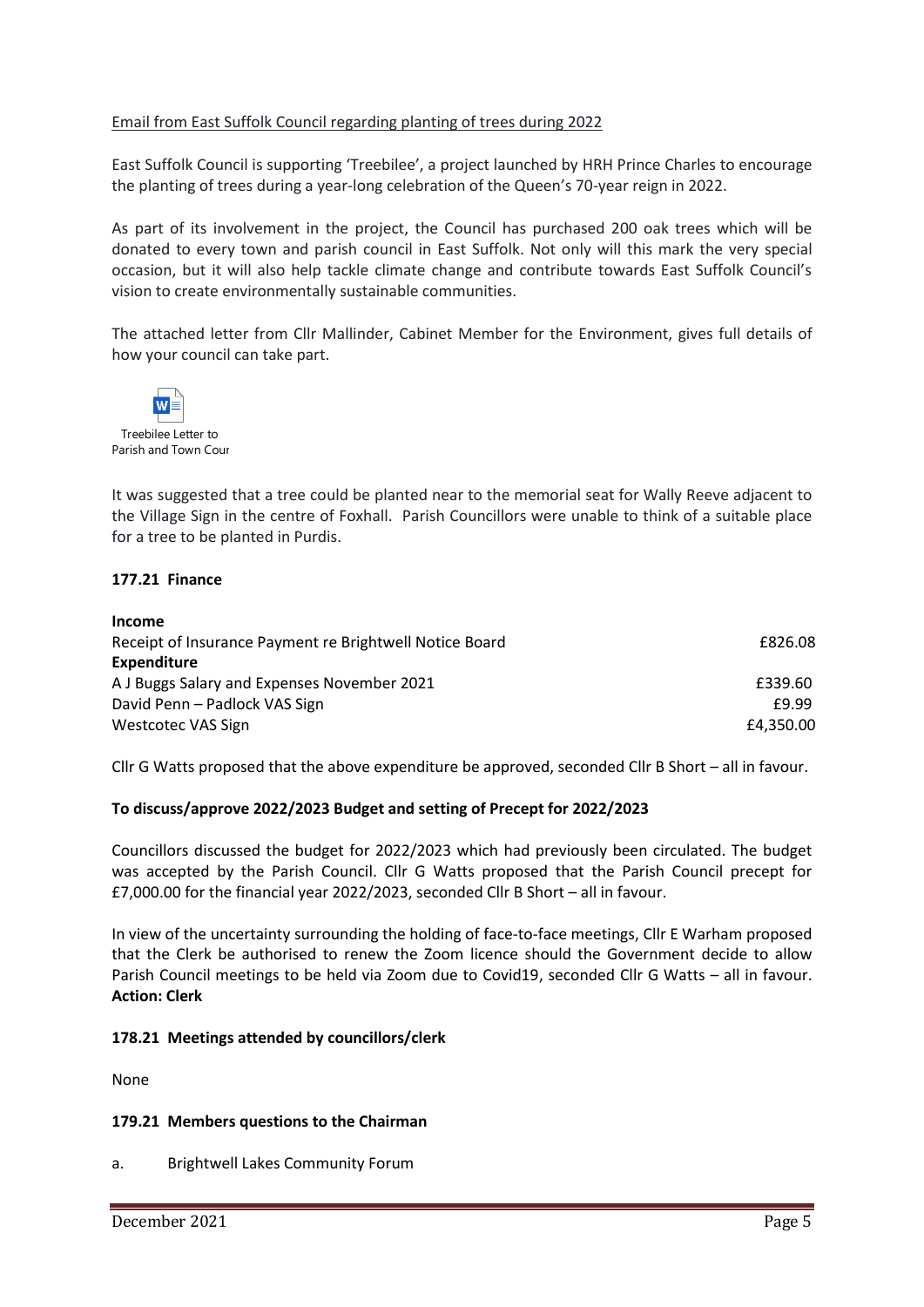Email from East Suffolk Council regarding planting of trees during 2022

East Suffolk Council is supporting 'Treebilee', a project launched by HRH Prince Charles to encourage the planting of trees during a year-long celebration of the Queen's 70-year reign in 2022.

As part of its involvement in the project, the Council has purchased 200 oak trees which will be donated to every town and parish council in East Suffolk. Not only will this mark the very special occasion, but it will also help tackle climate change and contribute towards East Suffolk Council's vision to create environmentally sustainable communities.

The attached letter from Cllr Mallinder, Cabinet Member for the Environment, gives full details of how your council can take part.

Treebilee Letter to Parish and Town Cour

It was suggested that a tree could be planted near to the memorial seat for Wally Reeve adjacent to the Village Sign in the centre of Foxhall. Parish Councillors were unable to think of a suitable place for a tree to be planted in Purdis.

**177.21 Finance**

| | |
|---|---|
| **Income** | |
| Receipt of Insurance Payment re Brightwell Notice Board | £826.08 |
| **Expenditure** | |
| A J Buggs Salary and Expenses November 2021 | £339.60 |
| David Penn – Padlock VAS Sign | £9.99 |
| Westcotec VAS Sign | £4,350.00 |

Cllr G Watts proposed that the above expenditure be approved, seconded Cllr B Short – all in favour.

**To discuss/approve 2022/2023 Budget and setting of Precept for 2022/2023**

Councillors discussed the budget for 2022/2023 which had previously been circulated. The budget was accepted by the Parish Council. Cllr G Watts proposed that the Parish Council precept for £7,000.00 for the financial year 2022/2023, seconded Cllr B Short – all in favour.

In view of the uncertainty surrounding the holding of face-to-face meetings, Cllr E Warham proposed that the Clerk be authorised to renew the Zoom licence should the Government decide to allow Parish Council meetings to be held via Zoom due to Covid19, seconded Cllr G Watts – all in favour. **Action: Clerk**

**178.21 Meetings attended by councillors/clerk**

None

**179.21 Members questions to the Chairman**

a. Brightwell Lakes Community Forum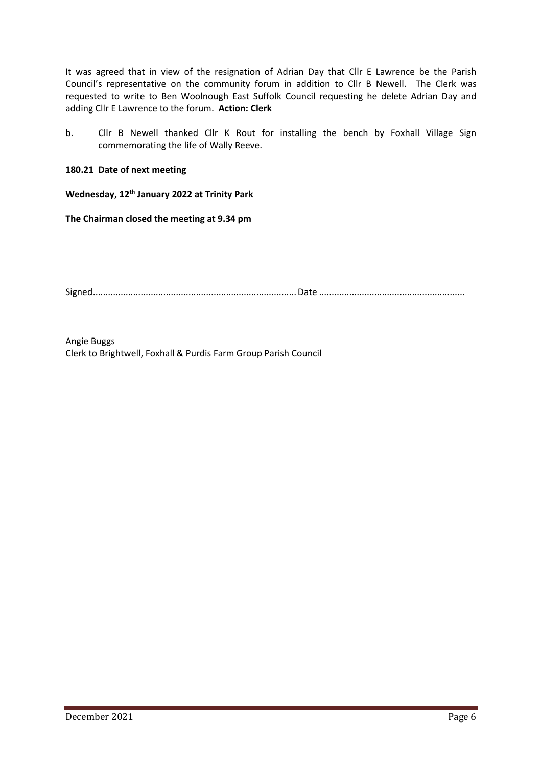It was agreed that in view of the resignation of Adrian Day that Cllr E Lawrence be the Parish Council's representative on the community forum in addition to Cllr B Newell. The Clerk was requested to write to Ben Woolnough East Suffolk Council requesting he delete Adrian Day and adding Cllr E Lawrence to the forum. **Action: Clerk**

b. Cllr B Newell thanked Cllr K Rout for installing the bench by Foxhall Village Sign commemorating the life of Wally Reeve.

**180.21 Date of next meeting**

**Wednesday, 12th January 2022 at Trinity Park**

**The Chairman closed the meeting at 9.34 pm**

Signed................................................................................ Date .........................................................

Angie Buggs
Clerk to Brightwell, Foxhall & Purdis Farm Group Parish Council